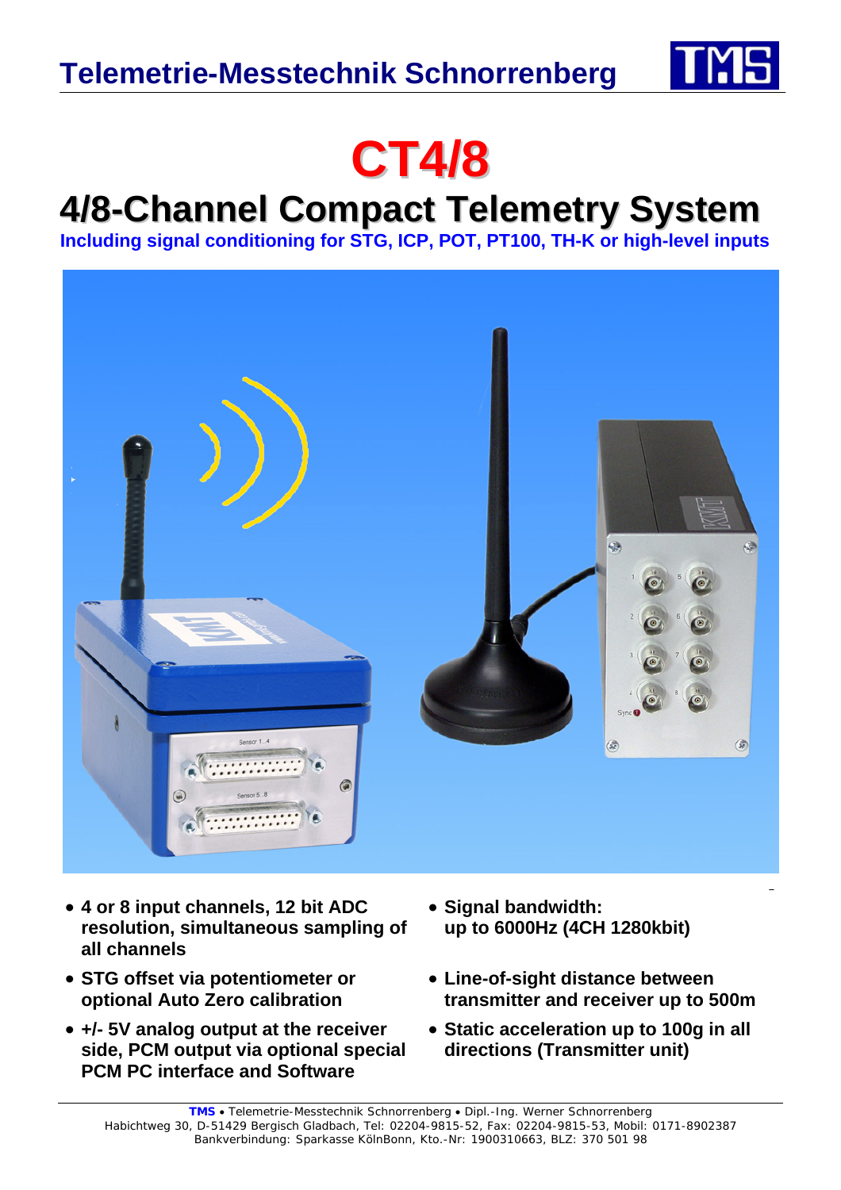# Telemetrie-Messtechnik Schnorrenberg

# CT4/8

## 4/8-Channel Compact Telemetry System

**Including signal conditioning for STG, ICP, POT, PT100, TH-K or high-level inputs**

- **4 or 8 input channels, 12 bit ADC resolution, simultaneous sampling of all channels**
- **STG offset via potentiometer or optional Auto Zero calibration**
- **+/- 5V analog output at the receiver side, PCM output via optional special PCM PC interface and Software**
- **Signal bandwidth: up to 6000Hz (4CH 1280kbit)**
- **Line-of-sight distance between transmitter and receiver up to 500m**
- **Static acceleration up to 100g in all directions (Transmitter unit)**

**TMS** • Telemetrie-Messtechnik Schnorrenberg • Dipl.-Ing. Werner Schnorrenberg
Habichtweg 30, D-51429 Bergisch Gladbach, Tel: 02204-9815-52, Fax: 02204-9815-53, Mobil: 0171-8902387
Bankverbindung: Sparkasse KölnBonn, Kto.-Nr: 1900310663, BLZ: 370 501 98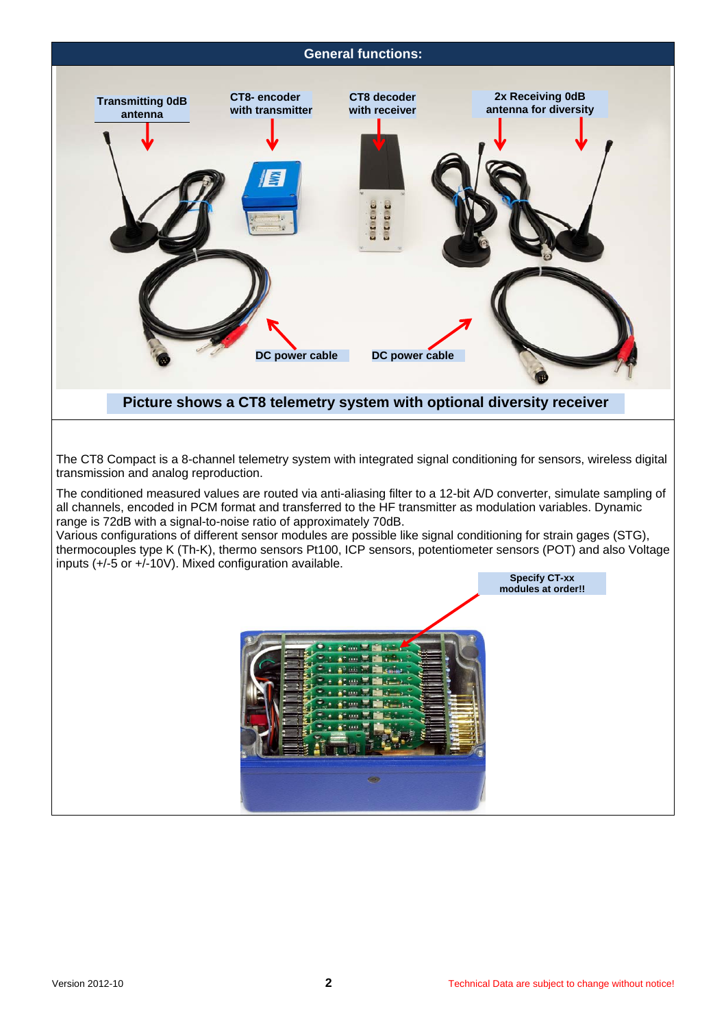## General functions:

Transmitting 0dB antenna

CT8- encoder with transmitter

CT8 decoder with receiver

2x Receiving 0dB antenna for diversity

DC power cable

DC power cable

**Picture shows a CT8 telemetry system with optional diversity receiver**

The CT8 Compact is a 8-channel telemetry system with integrated signal conditioning for sensors, wireless digital transmission and analog reproduction.

The conditioned measured values are routed via anti-aliasing filter to a 12-bit A/D converter, simulate sampling of all channels, encoded in PCM format and transferred to the HF transmitter as modulation variables. Dynamic range is 72dB with a signal-to-noise ratio of approximately 70dB.
Various configurations of different sensor modules are possible like signal conditioning for strain gages (STG), thermocouples type K (Th-K), thermo sensors Pt100, ICP sensors, potentiometer sensors (POT) and also Voltage inputs (+/-5 or +/-10V). Mixed configuration available.

**Specify CT-xx modules at order!!**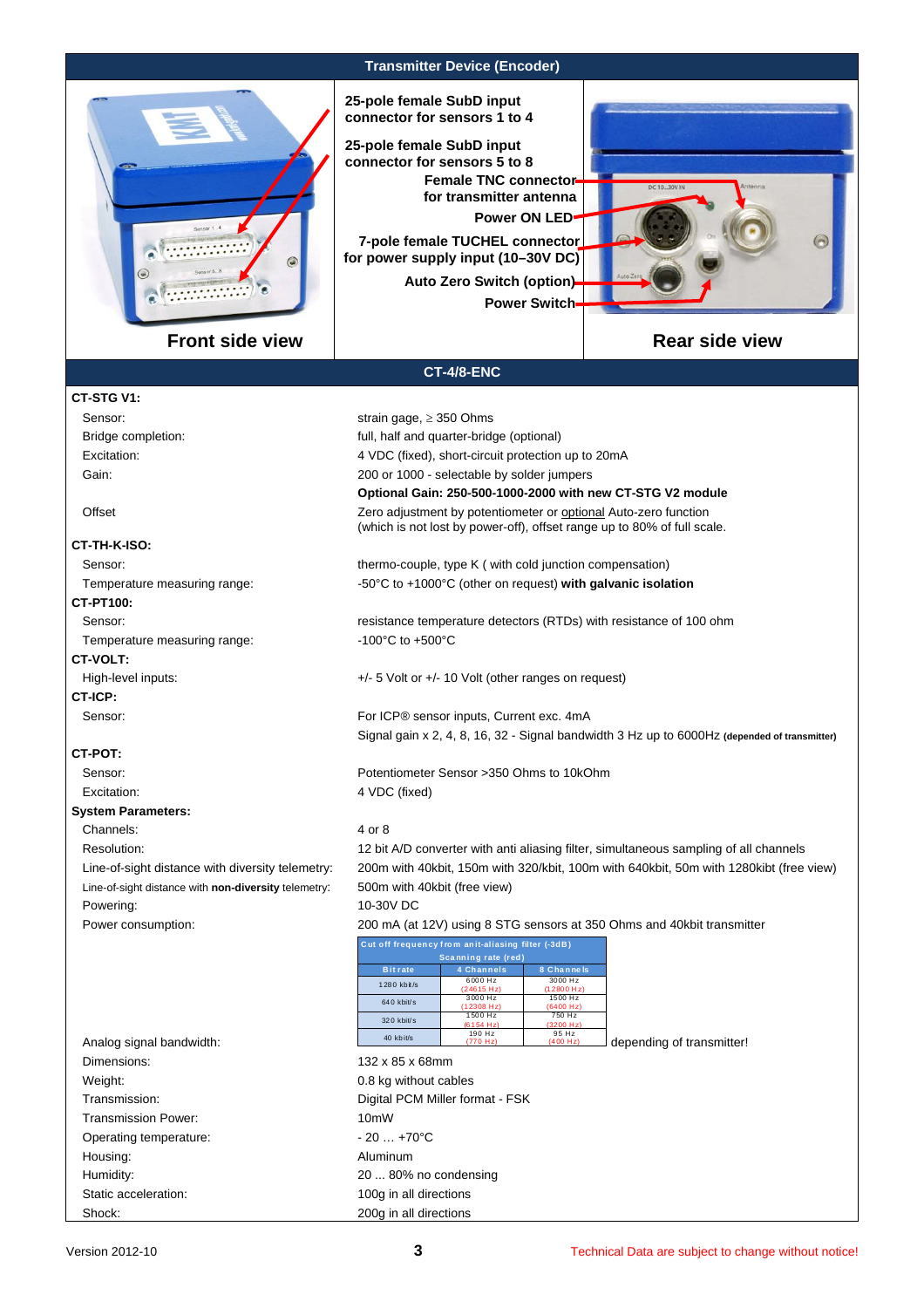## Transmitter Device (Encoder)

25-pole female SubD input connector for sensors 1 to 4

25-pole female SubD input connector for sensors 5 to 8

Female TNC connector for transmitter antenna

Power ON LED

7-pole female TUCHEL connector for power supply input (10–30V DC)

Auto Zero Switch (option)

Power Switch

Front side view

Rear side view

## CT-4/8-ENC

**CT-STG V1:**

| | |
|---|---|
| Sensor: | strain gage, ≥ 350 Ohms |
| Bridge completion: | full, half and quarter-bridge (optional) |
| Excitation: | 4 VDC (fixed), short-circuit protection up to 20mA |
| Gain: | 200 or 1000 - selectable by solder jumpers |
| | **Optional Gain: 250-500-1000-2000 with new CT-STG V2 module** |
| Offset | Zero adjustment by potentiometer or optional Auto-zero function (which is not lost by power-off), offset range up to 80% of full scale. |

**CT-TH-K-ISO:**

| | |
|---|---|
| Sensor: | thermo-couple, type K ( with cold junction compensation) |
| Temperature measuring range: | -50°C to +1000°C (other on request) **with galvanic isolation** |

**CT-PT100:**

| | |
|---|---|
| Sensor: | resistance temperature detectors (RTDs) with resistance of 100 ohm |
| Temperature measuring range: | -100°C to +500°C |

**CT-VOLT:**

| | |
|---|---|
| High-level inputs: | +/- 5 Volt or +/- 10 Volt (other ranges on request) |

**CT-ICP:**

| | |
|---|---|
| Sensor: | For ICP® sensor inputs, Current exc. 4mA |
| | Signal gain x 2, 4, 8, 16, 32 - Signal bandwidth 3 Hz up to 6000Hz **(depended of transmitter)** |

**CT-POT:**

| | |
|---|---|
| Sensor: | Potentiometer Sensor >350 Ohms to 10kOhm |
| Excitation: | 4 VDC (fixed) |

**System Parameters:**

| | |
|---|---|
| Channels: | 4 or 8 |
| Resolution: | 12 bit A/D converter with anti aliasing filter, simultaneous sampling of all channels |
| Line-of-sight distance with diversity telemetry: | 200m with 40kbit, 150m with 320/kbit, 100m with 640kbit, 50m with 1280kibt (free view) |
| Line-of-sight distance with **non-diversity** telemetry: | 500m with 40kbit (free view) |
| Powering: | 10-30V DC |
| Power consumption: | 200 mA (at 12V) using 8 STG sensors at 350 Ohms and 40kbit transmitter |

Analog signal bandwidth: depending of transmitter!

| Cut off frequency from anit-aliasing filter (-3dB) Scanning rate (red) | | |
|---|---|---|
| Bitrate | 4 Channels | 8 Channels |
| 1280 kbit/s | 6000 Hz (24615 Hz) | 3000 Hz (12800 Hz) |
| 640 kbit/s | 3000 Hz (12308 Hz) | 1500 Hz (6400 Hz) |
| 320 kbit/s | 1500 Hz (6154 Hz) | 750 Hz (3200 Hz) |
| 40 kbit/s | 190 Hz (770 Hz) | 95 Hz (400 Hz) |

| | |
|---|---|
| Dimensions: | 132 x 85 x 68mm |
| Weight: | 0.8 kg without cables |
| Transmission: | Digital PCM Miller format - FSK |
| Transmission Power: | 10mW |
| Operating temperature: | - 20 … +70°C |
| Housing: | Aluminum |
| Humidity: | 20 ... 80% no condensing |
| Static acceleration: | 100g in all directions |
| Shock: | 200g in all directions |

Version 2012-10

Technical Data are subject to change without notice!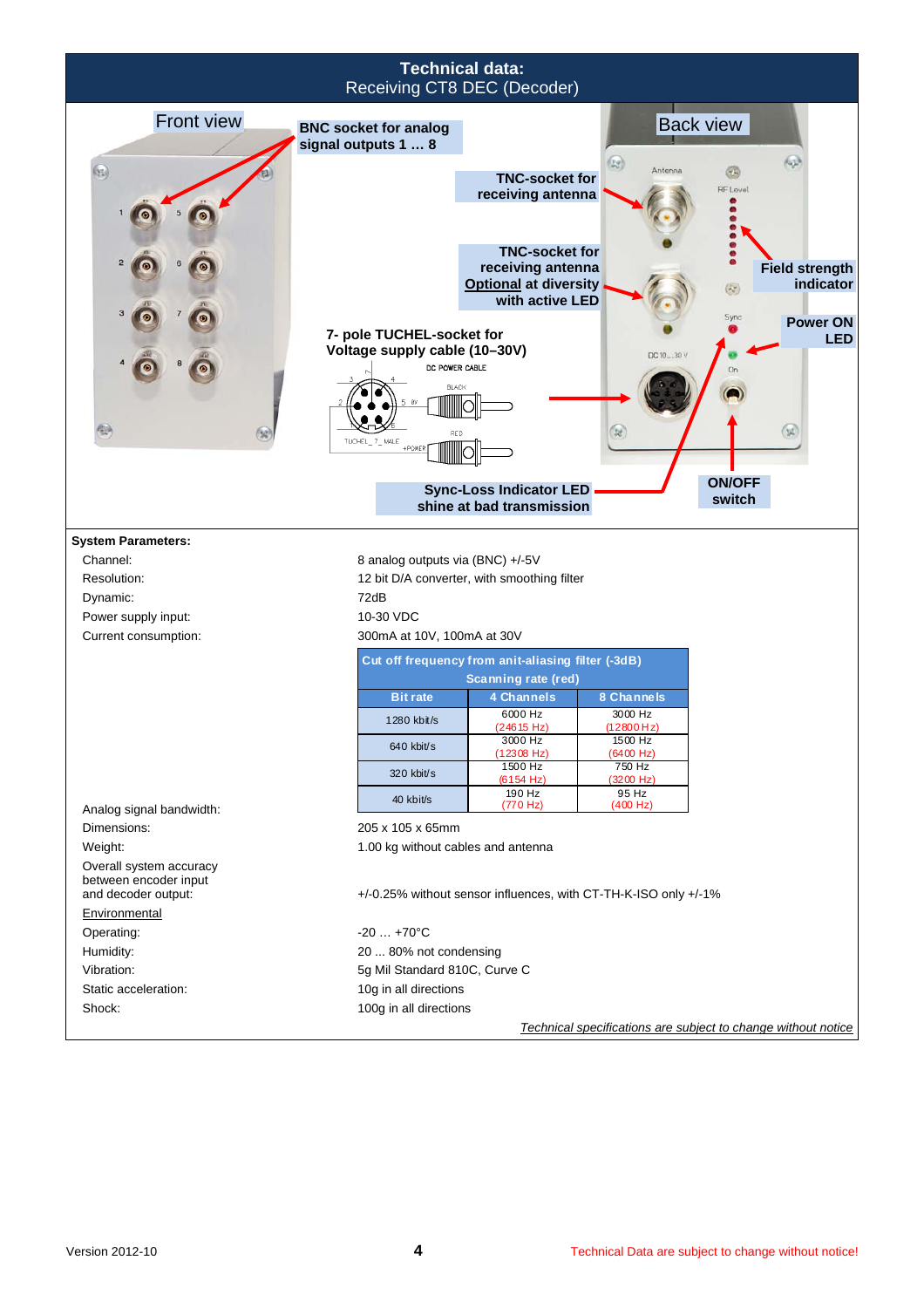# Technical data:
Receiving CT8 DEC (Decoder)

Front view

BNC socket for analog signal outputs 1 … 8

Back view

TNC-socket for receiving antenna

TNC-socket for receiving antenna Optional at diversity with active LED

Field strength indicator

Power ON LED

7- pole TUCHEL-socket for Voltage supply cable (10–30V)

Sync-Loss Indicator LED shine at bad transmission

ON/OFF switch

**System Parameters:**

| | |
|---|---|
| Channel: | 8 analog outputs via (BNC) +/-5V |
| Resolution: | 12 bit D/A converter, with smoothing filter |
| Dynamic: | 72dB |
| Power supply input: | 10-30 VDC |
| Current consumption: | 300mA at 10V, 100mA at 30V |

Analog signal bandwidth:

| Cut off frequency from anit-aliasing filter (-3dB) Scanning rate (red) | | |
|---|---|---|
| Bit rate | 4 Channels | 8 Channels |
| 1280 kbit/s | 6000 Hz (24615 Hz) | 3000 Hz (12800 Hz) |
| 640 kbit/s | 3000 Hz (12308 Hz) | 1500 Hz (6400 Hz) |
| 320 kbit/s | 1500 Hz (6154 Hz) | 750 Hz (3200 Hz) |
| 40 kbit/s | 190 Hz (770 Hz) | 95 Hz (400 Hz) |

| | |
|---|---|
| Dimensions: | 205 x 105 x 65mm |
| Weight: | 1.00 kg without cables and antenna |
| Overall system accuracy between encoder input and decoder output: | +/-0.25% without sensor influences, with CT-TH-K-ISO only +/-1% |

Environmental

| | |
|---|---|
| Operating: | -20 … +70°C |
| Humidity: | 20 ... 80% not condensing |
| Vibration: | 5g Mil Standard 810C, Curve C |
| Static acceleration: | 10g in all directions |
| Shock: | 100g in all directions |

*Technical specifications are subject to change without notice*

Version 2012-10

Technical Data are subject to change without notice!